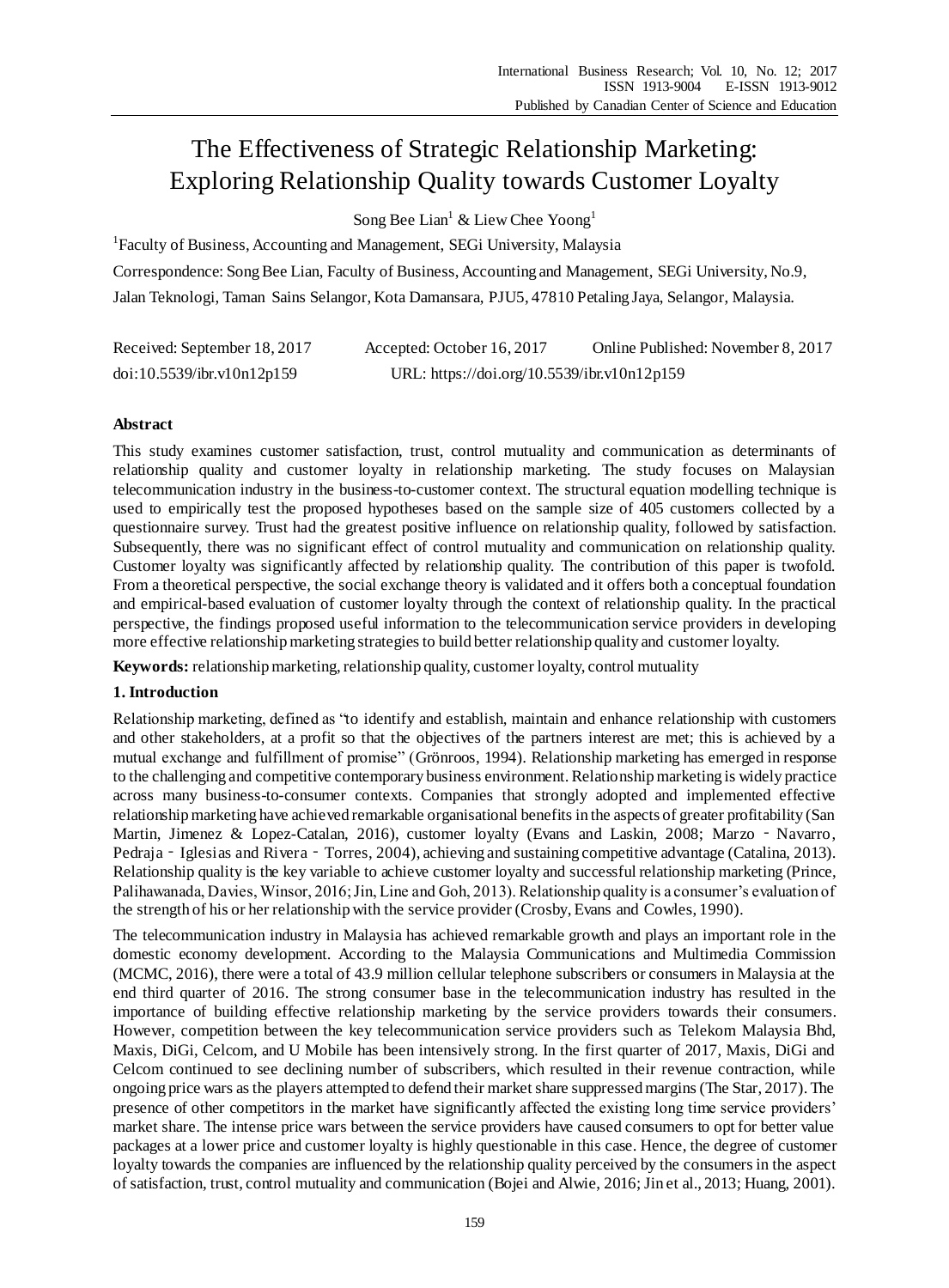# The Effectiveness of Strategic Relationship Marketing: Exploring Relationship Quality towards Customer Loyalty

Song Bee Lian[1] & Liew Chee Yoong[1]

[1]Faculty of Business, Accounting and Management, SEGi University, Malaysia

Correspondence: Song Bee Lian, Faculty of Business, Accounting and Management, SEGi University, No.9, Jalan Teknologi, Taman Sains Selangor, Kota Damansara, PJU5, 47810 Petaling Jaya, Selangor, Malaysia.

Received: September 18, 2017 Accepted: October 16, 2017 Online Published: November 8, 2017

doi:10.5539/ibr.v10n12p159 URL: https://doi.org/10.5539/ibr.v10n12p159

## Abstract

This study examines customer satisfaction, trust, control mutuality and communication as determinants of relationship quality and customer loyalty in relationship marketing. The study focuses on Malaysian telecommunication industry in the business-to-customer context. The structural equation modelling technique is used to empirically test the proposed hypotheses based on the sample size of 405 customers collected by a questionnaire survey. Trust had the greatest positive influence on relationship quality, followed by satisfaction. Subsequently, there was no significant effect of control mutuality and communication on relationship quality. Customer loyalty was significantly affected by relationship quality. The contribution of this paper is twofold. From a theoretical perspective, the social exchange theory is validated and it offers both a conceptual foundation and empirical-based evaluation of customer loyalty through the context of relationship quality. In the practical perspective, the findings proposed useful information to the telecommunication service providers in developing more effective relationship marketing strategies to build better relationship quality and customer loyalty.

**Keywords:** relationship marketing, relationship quality, customer loyalty, control mutuality

## 1. Introduction

Relationship marketing, defined as "to identify and establish, maintain and enhance relationship with customers and other stakeholders, at a profit so that the objectives of the partners interest are met; this is achieved by a mutual exchange and fulfillment of promise" (Grönroos, 1994). Relationship marketing has emerged in response to the challenging and competitive contemporary business environment. Relationship marketing is widely practice across many business-to-consumer contexts. Companies that strongly adopted and implemented effective relationship marketing have achieved remarkable organisational benefits in the aspects of greater profitability (San Martin, Jimenez & Lopez-Catalan, 2016), customer loyalty (Evans and Laskin, 2008; Marzo - Navarro, Pedraja - Iglesias and Rivera - Torres, 2004), achieving and sustaining competitive advantage (Catalina, 2013). Relationship quality is the key variable to achieve customer loyalty and successful relationship marketing (Prince, Palihawanada, Davies, Winsor, 2016; Jin, Line and Goh, 2013). Relationship quality is a consumer's evaluation of the strength of his or her relationship with the service provider (Crosby, Evans and Cowles, 1990).

The telecommunication industry in Malaysia has achieved remarkable growth and plays an important role in the domestic economy development. According to the Malaysia Communications and Multimedia Commission (MCMC, 2016), there were a total of 43.9 million cellular telephone subscribers or consumers in Malaysia at the end third quarter of 2016. The strong consumer base in the telecommunication industry has resulted in the importance of building effective relationship marketing by the service providers towards their consumers. However, competition between the key telecommunication service providers such as Telekom Malaysia Bhd, Maxis, DiGi, Celcom, and U Mobile has been intensively strong. In the first quarter of 2017, Maxis, DiGi and Celcom continued to see declining number of subscribers, which resulted in their revenue contraction, while ongoing price wars as the players attempted to defend their market share suppressed margins (The Star, 2017). The presence of other competitors in the market have significantly affected the existing long time service providers' market share. The intense price wars between the service providers have caused consumers to opt for better value packages at a lower price and customer loyalty is highly questionable in this case. Hence, the degree of customer loyalty towards the companies are influenced by the relationship quality perceived by the consumers in the aspect of satisfaction, trust, control mutuality and communication (Bojei and Alwie, 2016; Jin et al., 2013; Huang, 2001).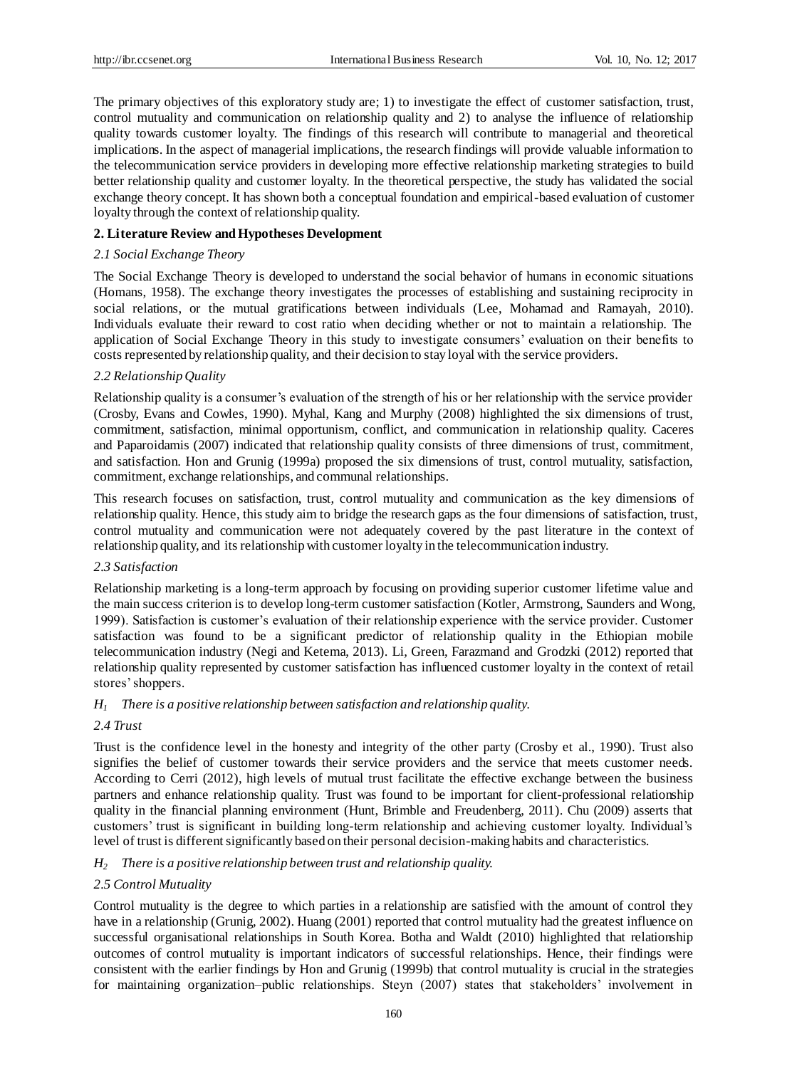The primary objectives of this exploratory study are; 1) to investigate the effect of customer satisfaction, trust, control mutuality and communication on relationship quality and 2) to analyse the influence of relationship quality towards customer loyalty. The findings of this research will contribute to managerial and theoretical implications. In the aspect of managerial implications, the research findings will provide valuable information to the telecommunication service providers in developing more effective relationship marketing strategies to build better relationship quality and customer loyalty. In the theoretical perspective, the study has validated the social exchange theory concept. It has shown both a conceptual foundation and empirical-based evaluation of customer loyalty through the context of relationship quality.

## 2. Literature Review and Hypotheses Development

### *2.1 Social Exchange Theory*

The Social Exchange Theory is developed to understand the social behavior of humans in economic situations (Homans, 1958). The exchange theory investigates the processes of establishing and sustaining reciprocity in social relations, or the mutual gratifications between individuals (Lee, Mohamad and Ramayah, 2010). Individuals evaluate their reward to cost ratio when deciding whether or not to maintain a relationship. The application of Social Exchange Theory in this study to investigate consumers' evaluation on their benefits to costs represented by relationship quality, and their decision to stay loyal with the service providers.

### *2.2 Relationship Quality*

Relationship quality is a consumer's evaluation of the strength of his or her relationship with the service provider (Crosby, Evans and Cowles, 1990). Myhal, Kang and Murphy (2008) highlighted the six dimensions of trust, commitment, satisfaction, minimal opportunism, conflict, and communication in relationship quality. Caceres and Paparoidamis (2007) indicated that relationship quality consists of three dimensions of trust, commitment, and satisfaction. Hon and Grunig (1999a) proposed the six dimensions of trust, control mutuality, satisfaction, commitment, exchange relationships, and communal relationships.

This research focuses on satisfaction, trust, control mutuality and communication as the key dimensions of relationship quality. Hence, this study aim to bridge the research gaps as the four dimensions of satisfaction, trust, control mutuality and communication were not adequately covered by the past literature in the context of relationship quality, and its relationship with customer loyalty in the telecommunication industry.

### *2.3 Satisfaction*

Relationship marketing is a long-term approach by focusing on providing superior customer lifetime value and the main success criterion is to develop long-term customer satisfaction (Kotler, Armstrong, Saunders and Wong, 1999). Satisfaction is customer's evaluation of their relationship experience with the service provider. Customer satisfaction was found to be a significant predictor of relationship quality in the Ethiopian mobile telecommunication industry (Negi and Ketema, 2013). Li, Green, Farazmand and Grodzki (2012) reported that relationship quality represented by customer satisfaction has influenced customer loyalty in the context of retail stores' shoppers.

*$H_1$ There is a positive relationship between satisfaction and relationship quality.*

### *2.4 Trust*

Trust is the confidence level in the honesty and integrity of the other party (Crosby et al., 1990). Trust also signifies the belief of customer towards their service providers and the service that meets customer needs. According to Cerri (2012), high levels of mutual trust facilitate the effective exchange between the business partners and enhance relationship quality. Trust was found to be important for client-professional relationship quality in the financial planning environment (Hunt, Brimble and Freudenberg, 2011). Chu (2009) asserts that customers' trust is significant in building long-term relationship and achieving customer loyalty. Individual's level of trust is different significantly based on their personal decision-making habits and characteristics.

*$H_2$ There is a positive relationship between trust and relationship quality.*

### *2.5 Control Mutuality*

Control mutuality is the degree to which parties in a relationship are satisfied with the amount of control they have in a relationship (Grunig, 2002). Huang (2001) reported that control mutuality had the greatest influence on successful organisational relationships in South Korea. Botha and Waldt (2010) highlighted that relationship outcomes of control mutuality is important indicators of successful relationships. Hence, their findings were consistent with the earlier findings by Hon and Grunig (1999b) that control mutuality is crucial in the strategies for maintaining organization–public relationships. Steyn (2007) states that stakeholders' involvement in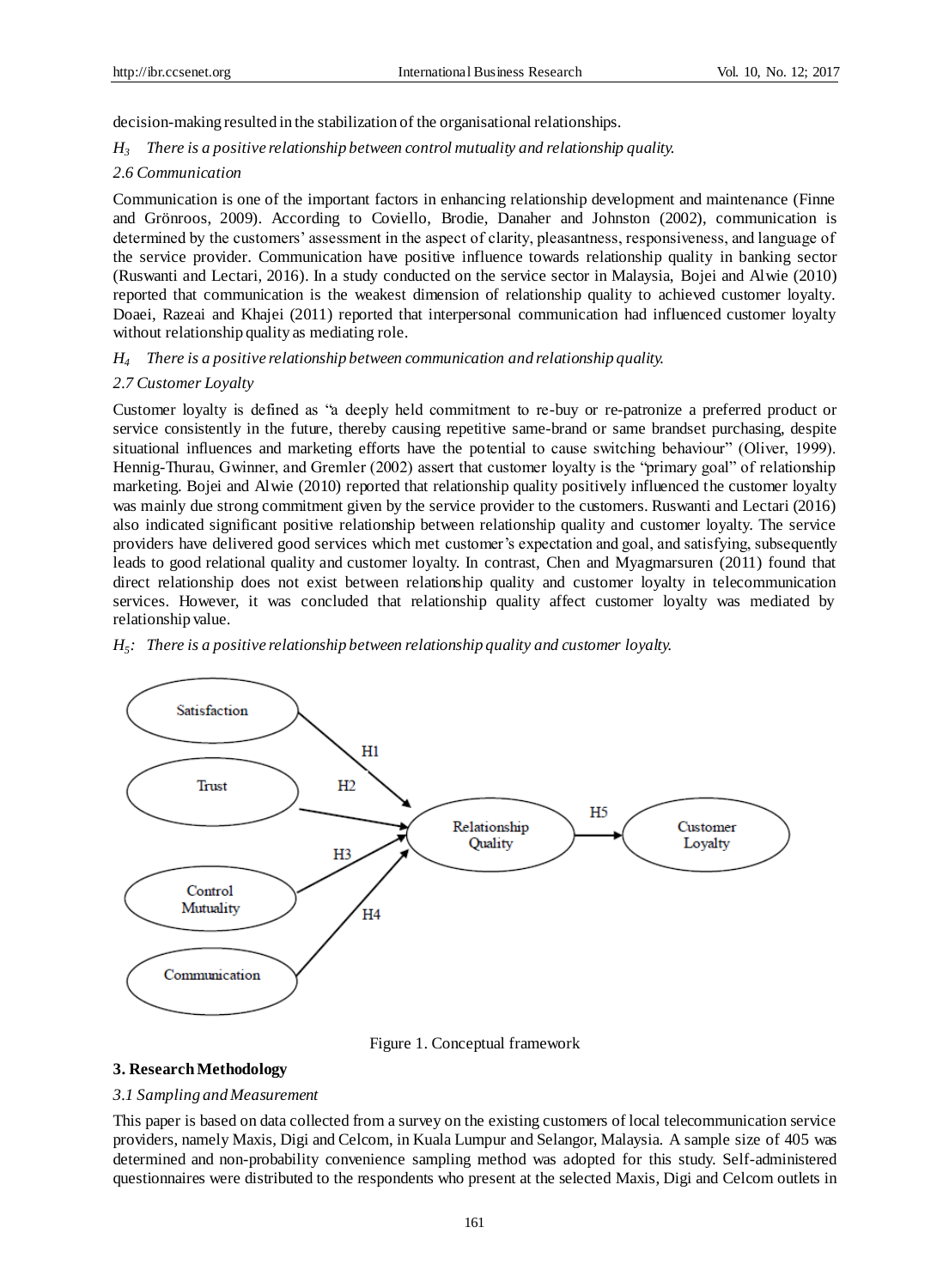decision-making resulted in the stabilization of the organisational relationships.

*$H_3$ There is a positive relationship between control mutuality and relationship quality.*

*2.6 Communication*

Communication is one of the important factors in enhancing relationship development and maintenance (Finne and Grönroos, 2009). According to Coviello, Brodie, Danaher and Johnston (2002), communication is determined by the customers' assessment in the aspect of clarity, pleasantness, responsiveness, and language of the service provider. Communication have positive influence towards relationship quality in banking sector (Ruswanti and Lectari, 2016). In a study conducted on the service sector in Malaysia, Bojei and Alwie (2010) reported that communication is the weakest dimension of relationship quality to achieved customer loyalty. Doaei, Razeai and Khajei (2011) reported that interpersonal communication had influenced customer loyalty without relationship quality as mediating role.

*$H_4$ There is a positive relationship between communication and relationship quality.*

*2.7 Customer Loyalty*

Customer loyalty is defined as "a deeply held commitment to re-buy or re-patronize a preferred product or service consistently in the future, thereby causing repetitive same-brand or same brandset purchasing, despite situational influences and marketing efforts have the potential to cause switching behaviour" (Oliver, 1999). Hennig-Thurau, Gwinner, and Gremler (2002) assert that customer loyalty is the "primary goal" of relationship marketing. Bojei and Alwie (2010) reported that relationship quality positively influenced the customer loyalty was mainly due strong commitment given by the service provider to the customers. Ruswanti and Lectari (2016) also indicated significant positive relationship between relationship quality and customer loyalty. The service providers have delivered good services which met customer's expectation and goal, and satisfying, subsequently leads to good relational quality and customer loyalty. In contrast, Chen and Myagmarsuren (2011) found that direct relationship does not exist between relationship quality and customer loyalty in telecommunication services. However, it was concluded that relationship quality affect customer loyalty was mediated by relationship value.

*$H_5$: There is a positive relationship between relationship quality and customer loyalty.*

Satisfaction → (H1) → Relationship Quality
Trust → (H2) → Relationship Quality
Control Mutuality → (H3) → Relationship Quality
Communication → (H4) → Relationship Quality
Relationship Quality → (H5) → Customer Loyalty

Figure 1. Conceptual framework

## 3. Research Methodology

*3.1 Sampling and Measurement*

This paper is based on data collected from a survey on the existing customers of local telecommunication service providers, namely Maxis, Digi and Celcom, in Kuala Lumpur and Selangor, Malaysia. A sample size of 405 was determined and non-probability convenience sampling method was adopted for this study. Self-administered questionnaires were distributed to the respondents who present at the selected Maxis, Digi and Celcom outlets in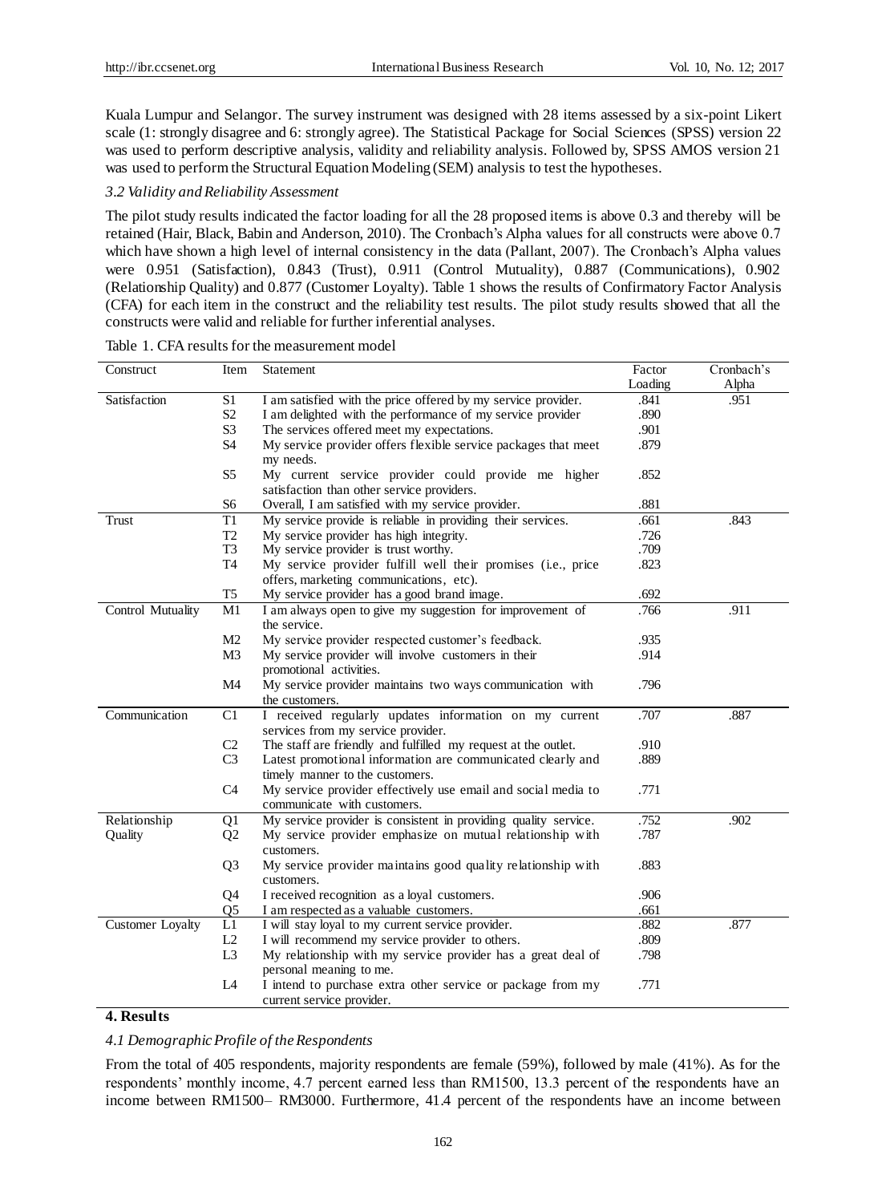Kuala Lumpur and Selangor. The survey instrument was designed with 28 items assessed by a six-point Likert scale (1: strongly disagree and 6: strongly agree). The Statistical Package for Social Sciences (SPSS) version 22 was used to perform descriptive analysis, validity and reliability analysis. Followed by, SPSS AMOS version 21 was used to perform the Structural Equation Modeling (SEM) analysis to test the hypotheses.

### *3.2 Validity and Reliability Assessment*

The pilot study results indicated the factor loading for all the 28 proposed items is above 0.3 and thereby will be retained (Hair, Black, Babin and Anderson, 2010). The Cronbach's Alpha values for all constructs were above 0.7 which have shown a high level of internal consistency in the data (Pallant, 2007). The Cronbach's Alpha values were 0.951 (Satisfaction), 0.843 (Trust), 0.911 (Control Mutuality), 0.887 (Communications), 0.902 (Relationship Quality) and 0.877 (Customer Loyalty). Table 1 shows the results of Confirmatory Factor Analysis (CFA) for each item in the construct and the reliability test results. The pilot study results showed that all the constructs were valid and reliable for further inferential analyses.

Table 1. CFA results for the measurement model

| Construct | Item | Statement | Factor Loading | Cronbach's Alpha |
|---|---|---|---|---|
| Satisfaction | S1 | I am satisfied with the price offered by my service provider. | .841 | .951 |
| | S2 | I am delighted with the performance of my service provider | .890 | |
| | S3 | The services offered meet my expectations. | .901 | |
| | S4 | My service provider offers flexible service packages that meet my needs. | .879 | |
| | S5 | My current service provider could provide me higher satisfaction than other service providers. | .852 | |
| | S6 | Overall, I am satisfied with my service provider. | .881 | |
| Trust | T1 | My service provide is reliable in providing their services. | .661 | .843 |
| | T2 | My service provider has high integrity. | .726 | |
| | T3 | My service provider is trust worthy. | .709 | |
| | T4 | My service provider fulfill well their promises (i.e., price offers, marketing communications, etc). | .823 | |
| | T5 | My service provider has a good brand image. | .692 | |
| Control Mutuality | M1 | I am always open to give my suggestion for improvement of the service. | .766 | .911 |
| | M2 | My service provider respected customer's feedback. | .935 | |
| | M3 | My service provider will involve customers in their promotional activities. | .914 | |
| | M4 | My service provider maintains two ways communication with the customers. | .796 | |
| Communication | C1 | I received regularly updates information on my current services from my service provider. | .707 | .887 |
| | C2 | The staff are friendly and fulfilled my request at the outlet. | .910 | |
| | C3 | Latest promotional information are communicated clearly and timely manner to the customers. | .889 | |
| | C4 | My service provider effectively use email and social media to communicate with customers. | .771 | |
| Relationship Quality | Q1 | My service provider is consistent in providing quality service. | .752 | .902 |
| | Q2 | My service provider emphasize on mutual relationship with customers. | .787 | |
| | Q3 | My service provider maintains good quality relationship with customers. | .883 | |
| | Q4 | I received recognition as a loyal customers. | .906 | |
| | Q5 | I am respected as a valuable customers. | .661 | |
| Customer Loyalty | L1 | I will stay loyal to my current service provider. | .882 | .877 |
| | L2 | I will recommend my service provider to others. | .809 | |
| | L3 | My relationship with my service provider has a great deal of personal meaning to me. | .798 | |
| | L4 | I intend to purchase extra other service or package from my current service provider. | .771 | |

## 4. Results

### *4.1 Demographic Profile of the Respondents*

From the total of 405 respondents, majority respondents are female (59%), followed by male (41%). As for the respondents' monthly income, 4.7 percent earned less than RM1500, 13.3 percent of the respondents have an income between RM1500– RM3000. Furthermore, 41.4 percent of the respondents have an income between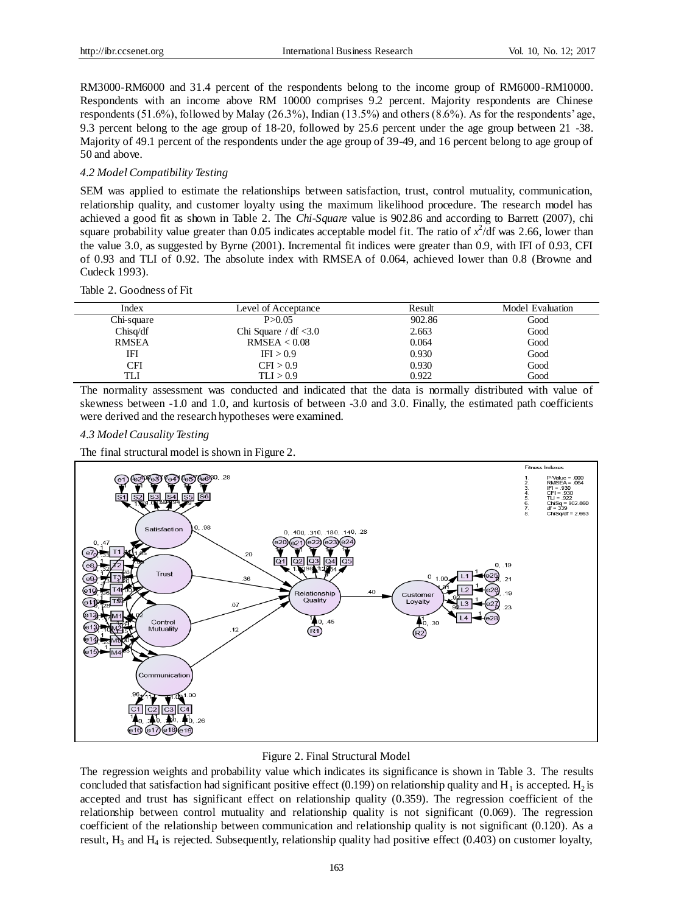RM3000-RM6000 and 31.4 percent of the respondents belong to the income group of RM6000-RM10000. Respondents with an income above RM 10000 comprises 9.2 percent. Majority respondents are Chinese respondents (51.6%), followed by Malay (26.3%), Indian (13.5%) and others (8.6%). As for the respondents' age, 9.3 percent belong to the age group of 18-20, followed by 25.6 percent under the age group between 21 -38. Majority of 49.1 percent of the respondents under the age group of 39-49, and 16 percent belong to age group of 50 and above.

### *4.2 Model Compatibility Testing*

SEM was applied to estimate the relationships between satisfaction, trust, control mutuality, communication, relationship quality, and customer loyalty using the maximum likelihood procedure. The research model has achieved a good fit as shown in Table 2. The *Chi-Square* value is 902.86 and according to Barrett (2007), chi square probability value greater than 0.05 indicates acceptable model fit. The ratio of $x^2$/df was 2.66, lower than the value 3.0, as suggested by Byrne (2001). Incremental fit indices were greater than 0.9, with IFI of 0.93, CFI of 0.93 and TLI of 0.92. The absolute index with RMSEA of 0.064, achieved lower than 0.8 (Browne and Cudeck 1993).

Table 2. Goodness of Fit

| Index | Level of Acceptance | Result | Model Evaluation |
|---|---|---|---|
| Chi-square | P>0.05 | 902.86 | Good |
| Chisq/df | Chi Square / df <3.0 | 2.663 | Good |
| RMSEA | RMSEA < 0.08 | 0.064 | Good |
| IFI | IFI > 0.9 | 0.930 | Good |
| CFI | CFI > 0.9 | 0.930 | Good |
| TLI | TLI > 0.9 | 0.922 | Good |

The normality assessment was conducted and indicated that the data is normally distributed with value of skewness between -1.0 and 1.0, and kurtosis of between -3.0 and 3.0. Finally, the estimated path coefficients were derived and the research hypotheses were examined.

### *4.3 Model Causality Testing*

The final structural model is shown in Figure 2.

Figure 2. Final Structural Model

The regression weights and probability value which indicates its significance is shown in Table 3. The results concluded that satisfaction had significant positive effect (0.199) on relationship quality and $H_1$ is accepted. $H_2$ is accepted and trust has significant effect on relationship quality (0.359). The regression coefficient of the relationship between control mutuality and relationship quality is not significant (0.069). The regression coefficient of the relationship between communication and relationship quality is not significant (0.120). As a result, $H_3$ and $H_4$ is rejected. Subsequently, relationship quality had positive effect (0.403) on customer loyalty,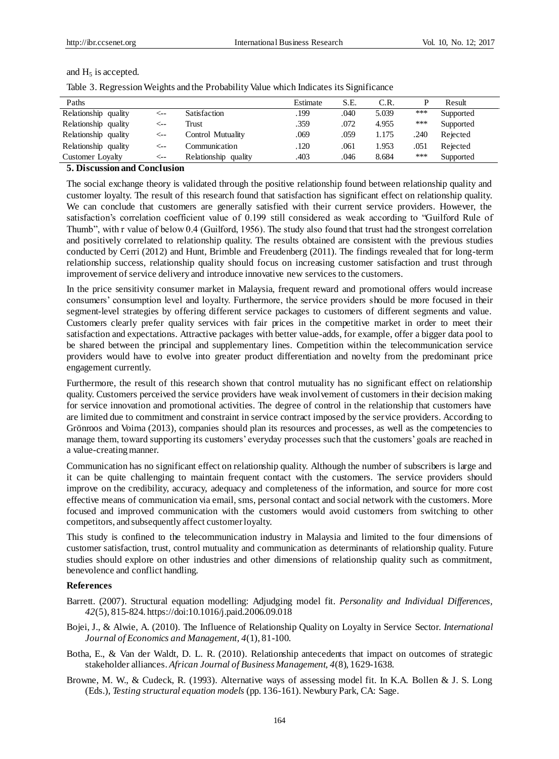and $H_5$ is accepted.

Table 3. Regression Weights and the Probability Value which Indicates its Significance

| Paths | | | Estimate | S.E. | C.R. | P | Result |
|---|---|---|---|---|---|---|---|
| Relationship quality | <-- | Satisfaction | .199 | .040 | 5.039 | *** | Supported |
| Relationship quality | <-- | Trust | .359 | .072 | 4.955 | *** | Supported |
| Relationship quality | <-- | Control Mutuality | .069 | .059 | 1.175 | .240 | Rejected |
| Relationship quality | <-- | Communication | .120 | .061 | 1.953 | .051 | Rejected |
| Customer Loyalty | <-- | Relationship quality | .403 | .046 | 8.684 | *** | Supported |

## 5. Discussion and Conclusion

The social exchange theory is validated through the positive relationship found between relationship quality and customer loyalty. The result of this research found that satisfaction has significant effect on relationship quality. We can conclude that customers are generally satisfied with their current service providers. However, the satisfaction's correlation coefficient value of 0.199 still considered as weak according to "Guilford Rule of Thumb", with r value of below 0.4 (Guilford, 1956). The study also found that trust had the strongest correlation and positively correlated to relationship quality. The results obtained are consistent with the previous studies conducted by Cerri (2012) and Hunt, Brimble and Freudenberg (2011). The findings revealed that for long-term relationship success, relationship quality should focus on increasing customer satisfaction and trust through improvement of service delivery and introduce innovative new services to the customers.

In the price sensitivity consumer market in Malaysia, frequent reward and promotional offers would increase consumers' consumption level and loyalty. Furthermore, the service providers should be more focused in their segment-level strategies by offering different service packages to customers of different segments and value. Customers clearly prefer quality services with fair prices in the competitive market in order to meet their satisfaction and expectations. Attractive packages with better value-adds, for example, offer a bigger data pool to be shared between the principal and supplementary lines. Competition within the telecommunication service providers would have to evolve into greater product differentiation and novelty from the predominant price engagement currently.

Furthermore, the result of this research shown that control mutuality has no significant effect on relationship quality. Customers perceived the service providers have weak involvement of customers in their decision making for service innovation and promotional activities. The degree of control in the relationship that customers have are limited due to commitment and constraint in service contract imposed by the service providers. According to Grönroos and Voima (2013), companies should plan its resources and processes, as well as the competencies to manage them, toward supporting its customers' everyday processes such that the customers' goals are reached in a value-creating manner.

Communication has no significant effect on relationship quality. Although the number of subscribers is large and it can be quite challenging to maintain frequent contact with the customers. The service providers should improve on the credibility, accuracy, adequacy and completeness of the information, and source for more cost effective means of communication via email, sms, personal contact and social network with the customers. More focused and improved communication with the customers would avoid customers from switching to other competitors, and subsequently affect customer loyalty.

This study is confined to the telecommunication industry in Malaysia and limited to the four dimensions of customer satisfaction, trust, control mutuality and communication as determinants of relationship quality. Future studies should explore on other industries and other dimensions of relationship quality such as commitment, benevolence and conflict handling.

### References

Barrett. (2007). Structural equation modelling: Adjudging model fit. *Personality and Individual Differences, 42*(5), 815-824. https://doi:10.1016/j.paid.2006.09.018

Bojei, J., & Alwie, A. (2010). The Influence of Relationship Quality on Loyalty in Service Sector. *International Journal of Economics and Management, 4*(1), 81-100.

Botha, E., & Van der Waldt, D. L. R. (2010). Relationship antecedents that impact on outcomes of strategic stakeholder alliances. *African Journal of Business Management, 4*(8), 1629-1638.

Browne, M. W., & Cudeck, R. (1993). Alternative ways of assessing model fit. In K.A. Bollen & J. S. Long (Eds.), *Testing structural equation models* (pp. 136-161). Newbury Park, CA: Sage.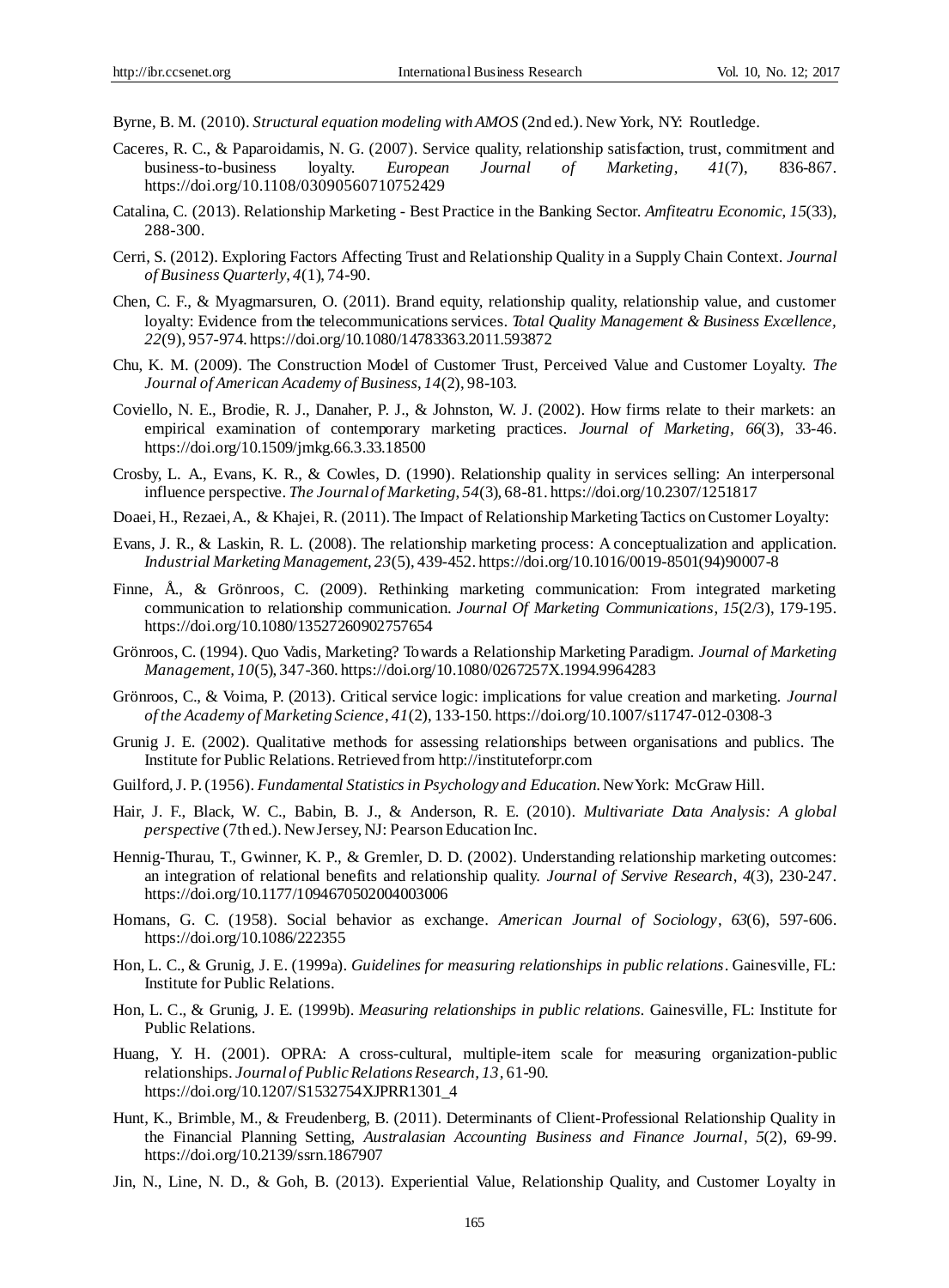Byrne, B. M. (2010). *Structural equation modeling with AMOS* (2nd ed.). New York, NY: Routledge.

Caceres, R. C., & Paparoidamis, N. G. (2007). Service quality, relationship satisfaction, trust, commitment and business-to-business loyalty. *European Journal of Marketing*, *41*(7), 836-867. https://doi.org/10.1108/03090560710752429

Catalina, C. (2013). Relationship Marketing - Best Practice in the Banking Sector. *Amfiteatru Economic*, *15*(33), 288-300.

Cerri, S. (2012). Exploring Factors Affecting Trust and Relationship Quality in a Supply Chain Context. *Journal of Business Quarterly*, *4*(1), 74-90.

Chen, C. F., & Myagmarsuren, O. (2011). Brand equity, relationship quality, relationship value, and customer loyalty: Evidence from the telecommunications services. *Total Quality Management & Business Excellence*, *22*(9), 957-974. https://doi.org/10.1080/14783363.2011.593872

Chu, K. M. (2009). The Construction Model of Customer Trust, Perceived Value and Customer Loyalty. *The Journal of American Academy of Business*, *14*(2), 98-103.

Coviello, N. E., Brodie, R. J., Danaher, P. J., & Johnston, W. J. (2002). How firms relate to their markets: an empirical examination of contemporary marketing practices. *Journal of Marketing*, *66*(3), 33-46. https://doi.org/10.1509/jmkg.66.3.33.18500

Crosby, L. A., Evans, K. R., & Cowles, D. (1990). Relationship quality in services selling: An interpersonal influence perspective. *The Journal of Marketing*, *54*(3), 68-81. https://doi.org/10.2307/1251817

Doaei, H., Rezaei, A., & Khajei, R. (2011). The Impact of Relationship Marketing Tactics on Customer Loyalty:

Evans, J. R., & Laskin, R. L. (2008). The relationship marketing process: A conceptualization and application. *Industrial Marketing Management*, *23*(5), 439-452. https://doi.org/10.1016/0019-8501(94)90007-8

Finne, Å., & Grönroos, C. (2009). Rethinking marketing communication: From integrated marketing communication to relationship communication. *Journal Of Marketing Communications*, *15*(2/3), 179-195. https://doi.org/10.1080/13527260902757654

Grönroos, C. (1994). Quo Vadis, Marketing? Towards a Relationship Marketing Paradigm. *Journal of Marketing Management*, *10*(5), 347-360. https://doi.org/10.1080/0267257X.1994.9964283

Grönroos, C., & Voima, P. (2013). Critical service logic: implications for value creation and marketing. *Journal of the Academy of Marketing Science*, *41*(2), 133-150. https://doi.org/10.1007/s11747-012-0308-3

Grunig J. E. (2002). Qualitative methods for assessing relationships between organisations and publics. The Institute for Public Relations. Retrieved from http://instituteforpr.com

Guilford, J. P. (1956). *Fundamental Statistics in Psychology and Education*. New York: McGraw Hill.

Hair, J. F., Black, W. C., Babin, B. J., & Anderson, R. E. (2010). *Multivariate Data Analysis: A global perspective* (7th ed.). New Jersey, NJ: Pearson Education Inc.

Hennig-Thurau, T., Gwinner, K. P., & Gremler, D. D. (2002). Understanding relationship marketing outcomes: an integration of relational benefits and relationship quality. *Journal of Servive Research*, *4*(3), 230-247. https://doi.org/10.1177/1094670502004003006

Homans, G. C. (1958). Social behavior as exchange. *American Journal of Sociology*, *63*(6), 597-606. https://doi.org/10.1086/222355

Hon, L. C., & Grunig, J. E. (1999a). *Guidelines for measuring relationships in public relations*. Gainesville, FL: Institute for Public Relations.

Hon, L. C., & Grunig, J. E. (1999b). *Measuring relationships in public relations*. Gainesville, FL: Institute for Public Relations.

Huang, Y. H. (2001). OPRA: A cross-cultural, multiple-item scale for measuring organization-public relationships. *Journal of Public Relations Research*, *13*, 61-90. https://doi.org/10.1207/S1532754XJPRR1301_4

Hunt, K., Brimble, M., & Freudenberg, B. (2011). Determinants of Client-Professional Relationship Quality in the Financial Planning Setting, *Australasian Accounting Business and Finance Journal*, *5*(2), 69-99. https://doi.org/10.2139/ssrn.1867907

Jin, N., Line, N. D., & Goh, B. (2013). Experiential Value, Relationship Quality, and Customer Loyalty in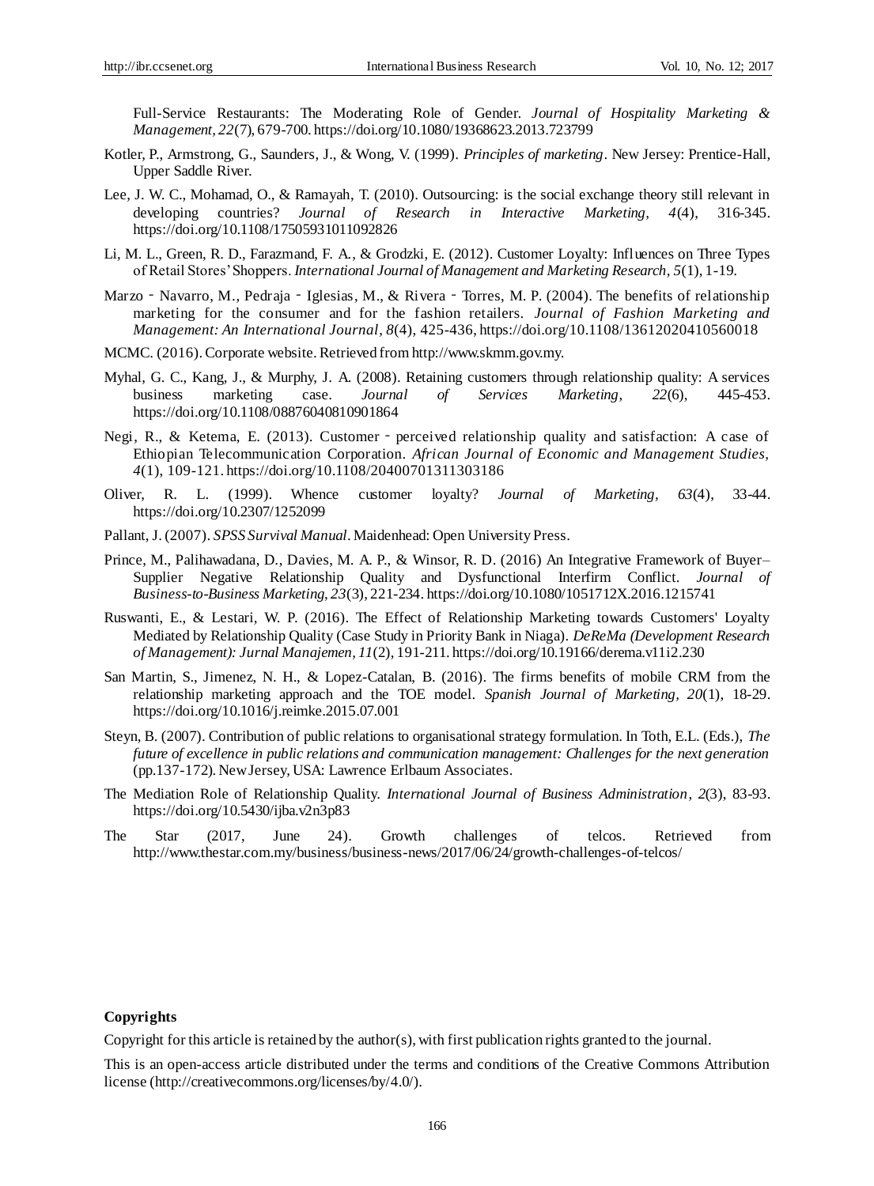Full-Service Restaurants: The Moderating Role of Gender. *Journal of Hospitality Marketing & Management*, *22*(7), 679-700. https://doi.org/10.1080/19368623.2013.723799

Kotler, P., Armstrong, G., Saunders, J., & Wong, V. (1999). *Principles of marketing*. New Jersey: Prentice-Hall, Upper Saddle River.

Lee, J. W. C., Mohamad, O., & Ramayah, T. (2010). Outsourcing: is the social exchange theory still relevant in developing countries? *Journal of Research in Interactive Marketing, 4*(4), 316-345. https://doi.org/10.1108/17505931011092826

Li, M. L., Green, R. D., Farazmand, F. A., & Grodzki, E. (2012). Customer Loyalty: Influences on Three Types of Retail Stores' Shoppers. *International Journal of Management and Marketing Research*, *5*(1), 1-19.

Marzo‐Navarro, M., Pedraja‐Iglesias, M., & Rivera‐Torres, M. P. (2004). The benefits of relationship marketing for the consumer and for the fashion retailers. *Journal of Fashion Marketing and Management: An International Journal*, *8*(4), 425-436, https://doi.org/10.1108/13612020410560018

MCMC. (2016). Corporate website. Retrieved from http://www.skmm.gov.my.

Myhal, G. C., Kang, J., & Murphy, J. A. (2008). Retaining customers through relationship quality: A services business marketing case. *Journal of Services Marketing*, *22*(6), 445-453. https://doi.org/10.1108/08876040810901864

Negi, R., & Ketema, E. (2013). Customer‐perceived relationship quality and satisfaction: A case of Ethiopian Telecommunication Corporation. *African Journal of Economic and Management Studies, 4*(1), 109-121. https://doi.org/10.1108/20400701311303186

Oliver, R. L. (1999). Whence customer loyalty? *Journal of Marketing, 63*(4), 33-44. https://doi.org/10.2307/1252099

Pallant, J. (2007). *SPSS Survival Manual*. Maidenhead: Open University Press.

Prince, M., Palihawadana, D., Davies, M. A. P., & Winsor, R. D. (2016) An Integrative Framework of Buyer–Supplier Negative Relationship Quality and Dysfunctional Interfirm Conflict. *Journal of Business-to-Business Marketing, 23*(3), 221-234. https://doi.org/10.1080/1051712X.2016.1215741

Ruswanti, E., & Lestari, W. P. (2016). The Effect of Relationship Marketing towards Customers' Loyalty Mediated by Relationship Quality (Case Study in Priority Bank in Niaga). *DeReMa (Development Research of Management): Jurnal Manajemen, 11*(2), 191-211. https://doi.org/10.19166/derema.v11i2.230

San Martin, S., Jimenez, N. H., & Lopez-Catalan, B. (2016). The firms benefits of mobile CRM from the relationship marketing approach and the TOE model. *Spanish Journal of Marketing, 20*(1), 18-29. https://doi.org/10.1016/j.reimke.2015.07.001

Steyn, B. (2007). Contribution of public relations to organisational strategy formulation. In Toth, E.L. (Eds.), *The future of excellence in public relations and communication management: Challenges for the next generation* (pp.137-172). New Jersey, USA: Lawrence Erlbaum Associates.

The Mediation Role of Relationship Quality. *International Journal of Business Administration*, *2*(3), 83-93. https://doi.org/10.5430/ijba.v2n3p83

The Star (2017, June 24). Growth challenges of telcos. Retrieved from http://www.thestar.com.my/business/business-news/2017/06/24/growth-challenges-of-telcos/

**Copyrights**

Copyright for this article is retained by the author(s), with first publication rights granted to the journal.

This is an open-access article distributed under the terms and conditions of the Creative Commons Attribution license (http://creativecommons.org/licenses/by/4.0/).